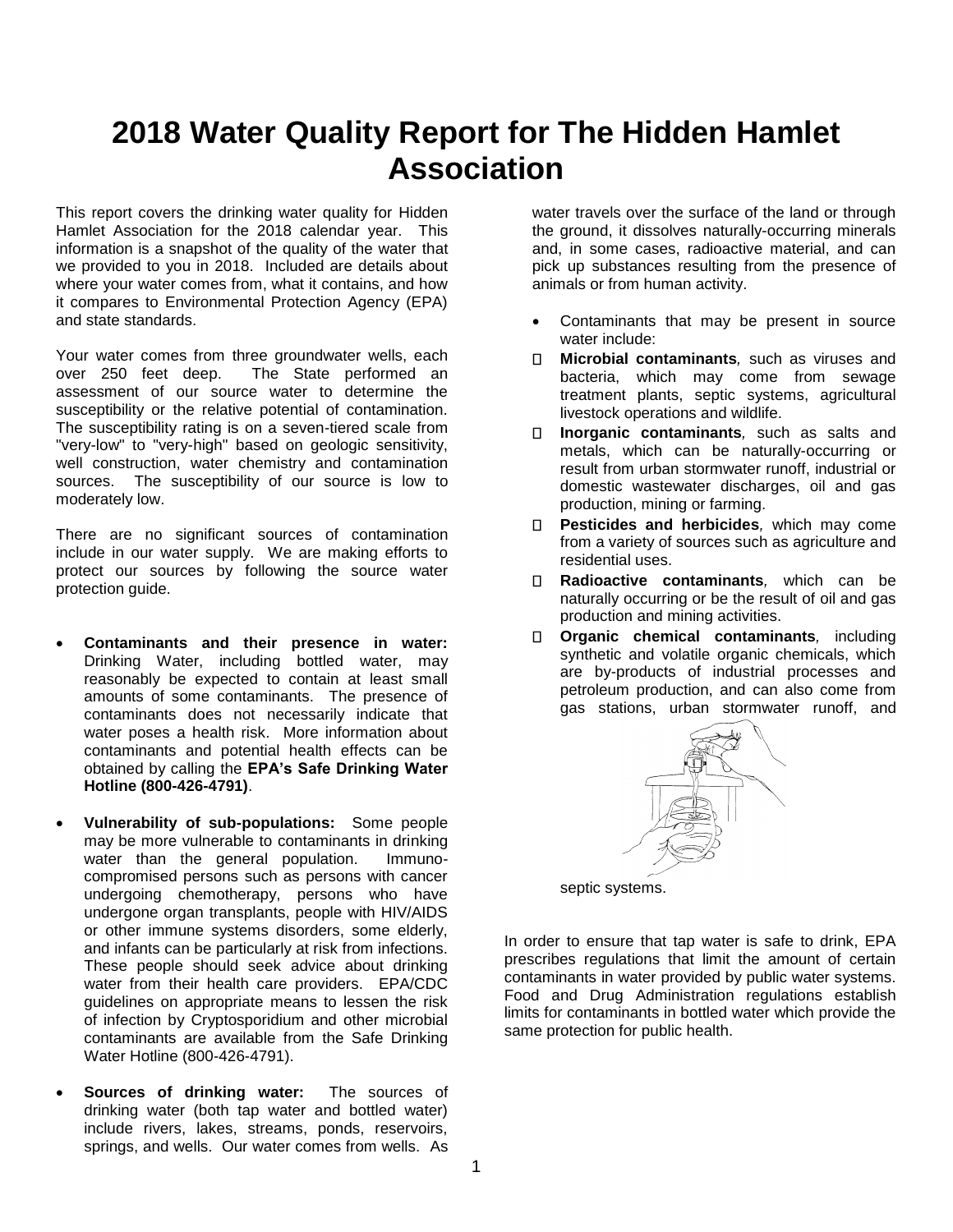# 2018 Water Quality Report for The Hidden Hamlet Association

This report covers the drinking water quality for Hidden Hamlet Association for the 2018 calendar year. This information is a snapshot of the quality of the water that we provided to you in 2018. Included are details about where your water comes from, what it contains, and how it compares to Environmental Protection Agency (EPA) and state standards.

Your water comes from three groundwater wells, each over 250 feet deep. The State performed an assessment of our source water to determine the susceptibility or the relative potential of contamination. The susceptibility rating is on a seven-tiered scale from "very-low" to "very-high" based on geologic sensitivity, well construction, water chemistry and contamination sources. The susceptibility of our source is low to moderately low.

There are no significant sources of contamination include in our water supply. We are making efforts to protect our sources by following the source water protection guide.

- **Contaminants and their presence in water:** Drinking Water, including bottled water, may reasonably be expected to contain at least small amounts of some contaminants. The presence of contaminants does not necessarily indicate that water poses a health risk. More information about contaminants and potential health effects can be obtained by calling the **EPA's Safe Drinking Water Hotline (800-426-4791)**.
- **Vulnerability of sub-populations:** Some people may be more vulnerable to contaminants in drinking water than the general population. Immuno-compromised persons such as persons with cancer undergoing chemotherapy, persons who have undergone organ transplants, people with HIV/AIDS or other immune systems disorders, some elderly, and infants can be particularly at risk from infections. These people should seek advice about drinking water from their health care providers. EPA/CDC guidelines on appropriate means to lessen the risk of infection by Cryptosporidium and other microbial contaminants are available from the Safe Drinking Water Hotline (800-426-4791).
- **Sources of drinking water:** The sources of drinking water (both tap water and bottled water) include rivers, lakes, streams, ponds, reservoirs, springs, and wells. Our water comes from wells. As water travels over the surface of the land or through the ground, it dissolves naturally-occurring minerals and, in some cases, radioactive material, and can pick up substances resulting from the presence of animals or from human activity.
- Contaminants that may be present in source water include:
  - **Microbial contaminants***,* such as viruses and bacteria, which may come from sewage treatment plants, septic systems, agricultural livestock operations and wildlife.
  - **Inorganic contaminants***,* such as salts and metals, which can be naturally-occurring or result from urban stormwater runoff, industrial or domestic wastewater discharges, oil and gas production, mining or farming.
  - **Pesticides and herbicides***,* which may come from a variety of sources such as agriculture and residential uses.
  - **Radioactive contaminants***,* which can be naturally occurring or be the result of oil and gas production and mining activities.
  - **Organic chemical contaminants***,* including synthetic and volatile organic chemicals, which are by-products of industrial processes and petroleum production, and can also come from gas stations, urban stormwater runoff, and septic systems.

In order to ensure that tap water is safe to drink, EPA prescribes regulations that limit the amount of certain contaminants in water provided by public water systems. Food and Drug Administration regulations establish limits for contaminants in bottled water which provide the same protection for public health.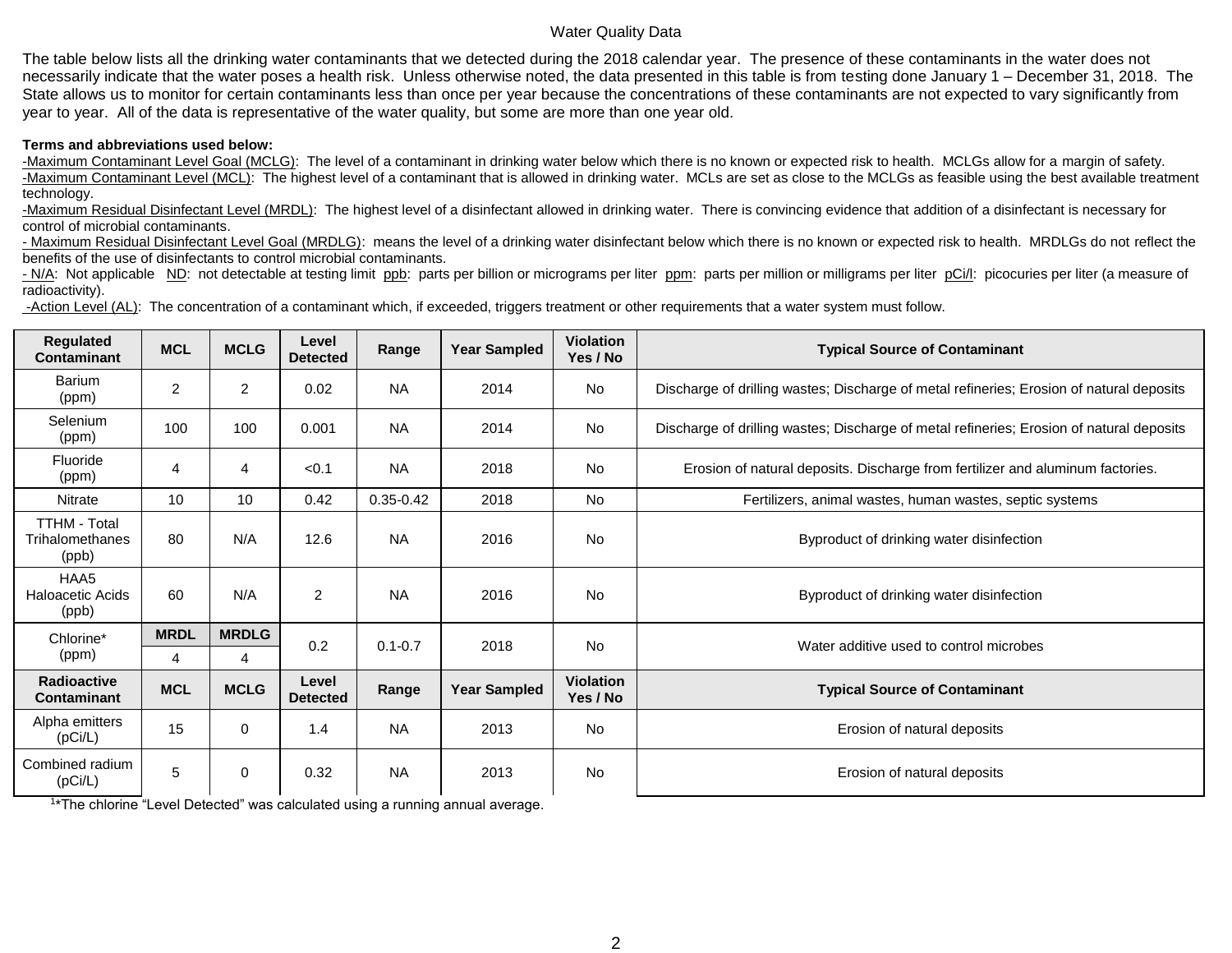# Water Quality Data

The table below lists all the drinking water contaminants that we detected during the 2018 calendar year. The presence of these contaminants in the water does not necessarily indicate that the water poses a health risk. Unless otherwise noted, the data presented in this table is from testing done January 1 – December 31, 2018. The State allows us to monitor for certain contaminants less than once per year because the concentrations of these contaminants are not expected to vary significantly from year to year. All of the data is representative of the water quality, but some are more than one year old.

**Terms and abbreviations used below:**

- Maximum Contaminant Level Goal (MCLG): The level of a contaminant in drinking water below which there is no known or expected risk to health. MCLGs allow for a margin of safety.
- Maximum Contaminant Level (MCL): The highest level of a contaminant that is allowed in drinking water. MCLs are set as close to the MCLGs as feasible using the best available treatment technology.
- Maximum Residual Disinfectant Level (MRDL): The highest level of a disinfectant allowed in drinking water. There is convincing evidence that addition of a disinfectant is necessary for control of microbial contaminants.
- Maximum Residual Disinfectant Level Goal (MRDLG): means the level of a drinking water disinfectant below which there is no known or expected risk to health. MRDLGs do not reflect the benefits of the use of disinfectants to control microbial contaminants.
- N/A: Not applicable ND: not detectable at testing limit ppb: parts per billion or micrograms per liter ppm: parts per million or milligrams per liter pCi/l: picocuries per liter (a measure of radioactivity).
- Action Level (AL): The concentration of a contaminant which, if exceeded, triggers treatment or other requirements that a water system must follow.

| Regulated Contaminant | MCL | MCLG | Level Detected | Range | Year Sampled | Violation Yes / No | Typical Source of Contaminant |
|---|---|---|---|---|---|---|---|
| Barium (ppm) | 2 | 2 | 0.02 | NA | 2014 | No | Discharge of drilling wastes; Discharge of metal refineries; Erosion of natural deposits |
| Selenium (ppm) | 100 | 100 | 0.001 | NA | 2014 | No | Discharge of drilling wastes; Discharge of metal refineries; Erosion of natural deposits |
| Fluoride (ppm) | 4 | 4 | <0.1 | NA | 2018 | No | Erosion of natural deposits. Discharge from fertilizer and aluminum factories. |
| Nitrate | 10 | 10 | 0.42 | 0.35-0.42 | 2018 | No | Fertilizers, animal wastes, human wastes, septic systems |
| TTHM - Total Trihalomethanes (ppb) | 80 | N/A | 12.6 | NA | 2016 | No | Byproduct of drinking water disinfection |
| HAA5 Haloacetic Acids (ppb) | 60 | N/A | 2 | NA | 2016 | No | Byproduct of drinking water disinfection |
| Chlorine* (ppm) | **MRDL** 4 | **MRDLG** 4 | 0.2 | 0.1-0.7 | 2018 | No | Water additive used to control microbes |
| **Radioactive Contaminant** | **MCL** | **MCLG** | **Level Detected** | **Range** | **Year Sampled** | **Violation Yes / No** | **Typical Source of Contaminant** |
| Alpha emitters (pCi/L) | 15 | 0 | 1.4 | NA | 2013 | No | Erosion of natural deposits |
| Combined radium (pCi/L) | 5 | 0 | 0.32 | NA | 2013 | No | Erosion of natural deposits |

[1]*The chlorine "Level Detected" was calculated using a running annual average.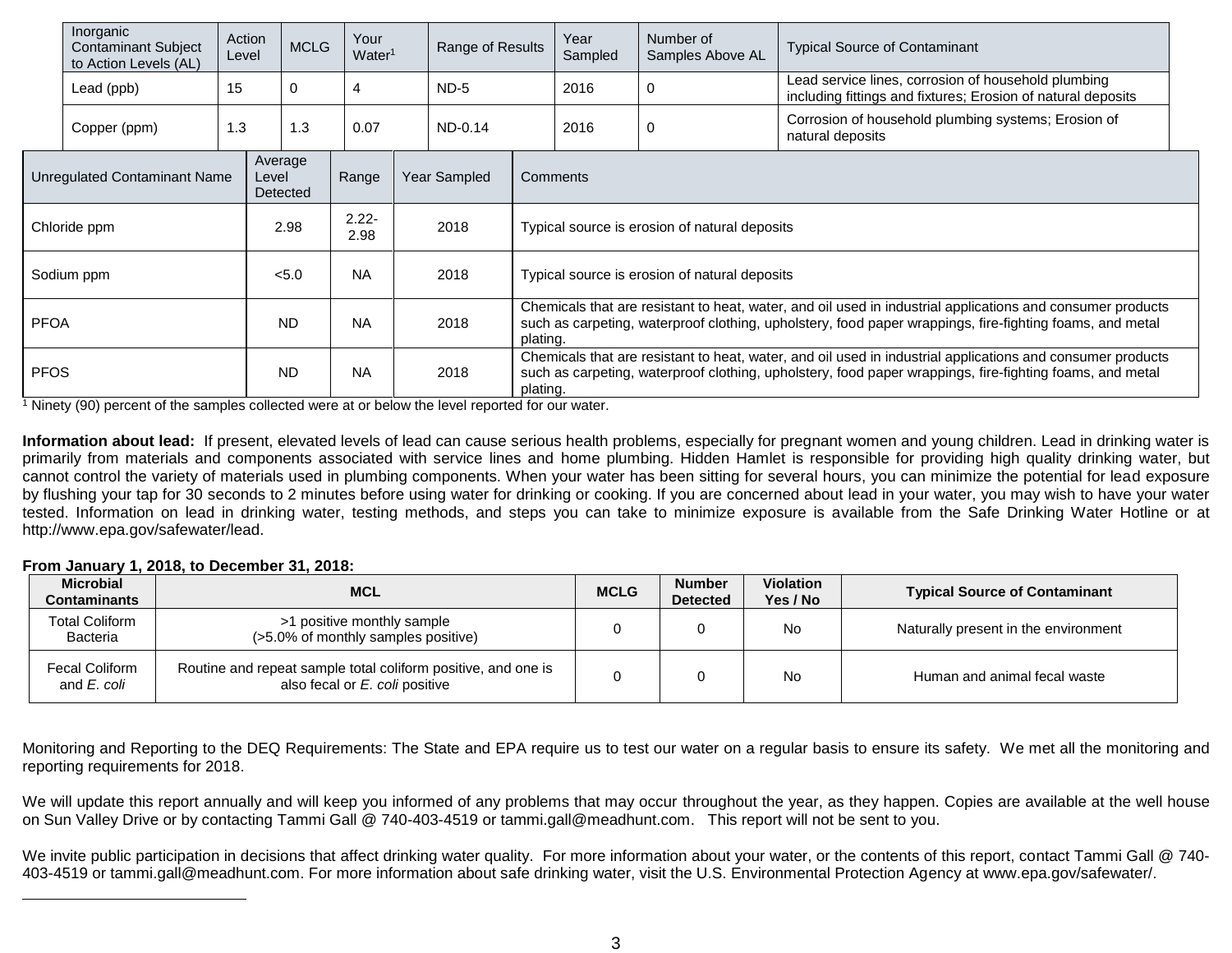| Inorganic Contaminant Subject to Action Levels (AL) | Action Level | MCLG | Your Water[1] | Range of Results | Year Sampled | Number of Samples Above AL | Typical Source of Contaminant |
|---|---|---|---|---|---|---|---|
| Lead (ppb) | 15 | 0 | 4 | ND-5 | 2016 | 0 | Lead service lines, corrosion of household plumbing including fittings and fixtures; Erosion of natural deposits |
| Copper (ppm) | 1.3 | 1.3 | 0.07 | ND-0.14 | 2016 | 0 | Corrosion of household plumbing systems; Erosion of natural deposits |

| Unregulated Contaminant Name | Average Level Detected | Range | Year Sampled | Comments |
|---|---|---|---|---|
| Chloride ppm | 2.98 | 2.22-2.98 | 2018 | Typical source is erosion of natural deposits |
| Sodium ppm | <5.0 | NA | 2018 | Typical source is erosion of natural deposits |
| PFOA | ND | NA | 2018 | Chemicals that are resistant to heat, water, and oil used in industrial applications and consumer products such as carpeting, waterproof clothing, upholstery, food paper wrappings, fire-fighting foams, and metal plating. |
| PFOS | ND | NA | 2018 | Chemicals that are resistant to heat, water, and oil used in industrial applications and consumer products such as carpeting, waterproof clothing, upholstery, food paper wrappings, fire-fighting foams, and metal plating. |

[1] Ninety (90) percent of the samples collected were at or below the level reported for our water.

**Information about lead:** If present, elevated levels of lead can cause serious health problems, especially for pregnant women and young children. Lead in drinking water is primarily from materials and components associated with service lines and home plumbing. Hidden Hamlet is responsible for providing high quality drinking water, but cannot control the variety of materials used in plumbing components. When your water has been sitting for several hours, you can minimize the potential for lead exposure by flushing your tap for 30 seconds to 2 minutes before using water for drinking or cooking. If you are concerned about lead in your water, you may wish to have your water tested. Information on lead in drinking water, testing methods, and steps you can take to minimize exposure is available from the Safe Drinking Water Hotline or at http://www.epa.gov/safewater/lead.

**From January 1, 2018, to December 31, 2018:**

| Microbial Contaminants | MCL | MCLG | Number Detected | Violation Yes / No | Typical Source of Contaminant |
|---|---|---|---|---|---|
| Total Coliform Bacteria | >1 positive monthly sample (>5.0% of monthly samples positive) | 0 | 0 | No | Naturally present in the environment |
| Fecal Coliform and *E. coli* | Routine and repeat sample total coliform positive, and one is also fecal or *E. coli* positive | 0 | 0 | No | Human and animal fecal waste |

Monitoring and Reporting to the DEQ Requirements: The State and EPA require us to test our water on a regular basis to ensure its safety. We met all the monitoring and reporting requirements for 2018.

We will update this report annually and will keep you informed of any problems that may occur throughout the year, as they happen. Copies are available at the well house on Sun Valley Drive or by contacting Tammi Gall @ 740-403-4519 or tammi.gall@meadhunt.com. This report will not be sent to you.

We invite public participation in decisions that affect drinking water quality. For more information about your water, or the contents of this report, contact Tammi Gall @ 740-403-4519 or tammi.gall@meadhunt.com. For more information about safe drinking water, visit the U.S. Environmental Protection Agency at www.epa.gov/safewater/.